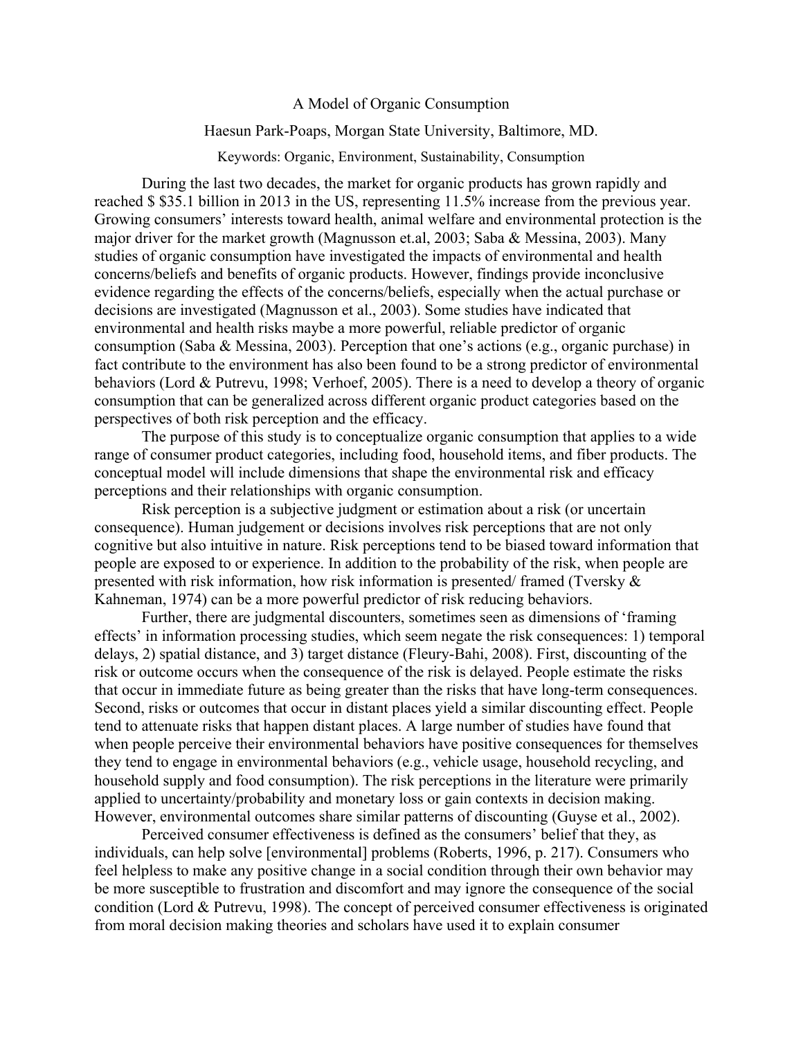# A Model of Organic Consumption

Haesun Park-Poaps, Morgan State University, Baltimore, MD.

Keywords: Organic, Environment, Sustainability, Consumption

During the last two decades, the market for organic products has grown rapidly and reached $ $35.1 billion in 2013 in the US, representing 11.5% increase from the previous year. Growing consumers' interests toward health, animal welfare and environmental protection is the major driver for the market growth (Magnusson et.al, 2003; Saba & Messina, 2003). Many studies of organic consumption have investigated the impacts of environmental and health concerns/beliefs and benefits of organic products. However, findings provide inconclusive evidence regarding the effects of the concerns/beliefs, especially when the actual purchase or decisions are investigated (Magnusson et al., 2003). Some studies have indicated that environmental and health risks maybe a more powerful, reliable predictor of organic consumption (Saba & Messina, 2003). Perception that one's actions (e.g., organic purchase) in fact contribute to the environment has also been found to be a strong predictor of environmental behaviors (Lord & Putrevu, 1998; Verhoef, 2005). There is a need to develop a theory of organic consumption that can be generalized across different organic product categories based on the perspectives of both risk perception and the efficacy.

The purpose of this study is to conceptualize organic consumption that applies to a wide range of consumer product categories, including food, household items, and fiber products. The conceptual model will include dimensions that shape the environmental risk and efficacy perceptions and their relationships with organic consumption.

Risk perception is a subjective judgment or estimation about a risk (or uncertain consequence). Human judgement or decisions involves risk perceptions that are not only cognitive but also intuitive in nature. Risk perceptions tend to be biased toward information that people are exposed to or experience. In addition to the probability of the risk, when people are presented with risk information, how risk information is presented/ framed (Tversky & Kahneman, 1974) can be a more powerful predictor of risk reducing behaviors.

Further, there are judgmental discounters, sometimes seen as dimensions of 'framing effects' in information processing studies, which seem negate the risk consequences: 1) temporal delays, 2) spatial distance, and 3) target distance (Fleury-Bahi, 2008). First, discounting of the risk or outcome occurs when the consequence of the risk is delayed. People estimate the risks that occur in immediate future as being greater than the risks that have long-term consequences. Second, risks or outcomes that occur in distant places yield a similar discounting effect. People tend to attenuate risks that happen distant places. A large number of studies have found that when people perceive their environmental behaviors have positive consequences for themselves they tend to engage in environmental behaviors (e.g., vehicle usage, household recycling, and household supply and food consumption). The risk perceptions in the literature were primarily applied to uncertainty/probability and monetary loss or gain contexts in decision making. However, environmental outcomes share similar patterns of discounting (Guyse et al., 2002).

Perceived consumer effectiveness is defined as the consumers' belief that they, as individuals, can help solve [environmental] problems (Roberts, 1996, p. 217). Consumers who feel helpless to make any positive change in a social condition through their own behavior may be more susceptible to frustration and discomfort and may ignore the consequence of the social condition (Lord & Putrevu, 1998). The concept of perceived consumer effectiveness is originated from moral decision making theories and scholars have used it to explain consumer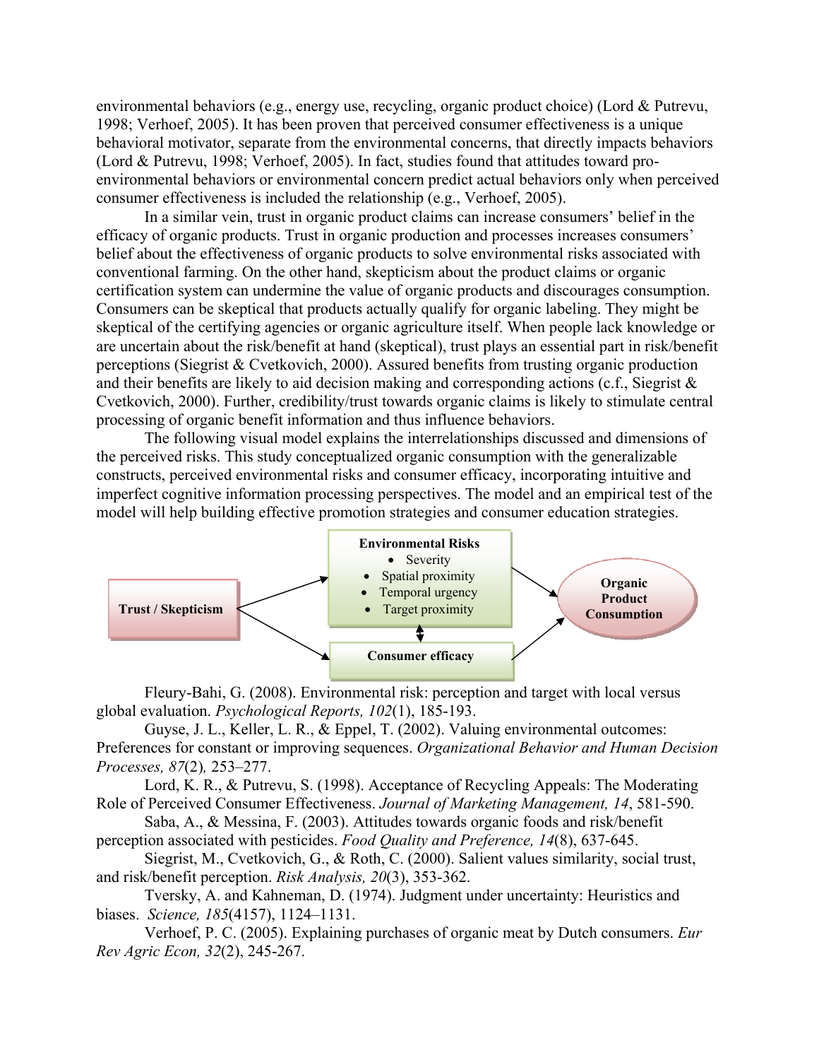environmental behaviors (e.g., energy use, recycling, organic product choice) (Lord & Putrevu, 1998; Verhoef, 2005). It has been proven that perceived consumer effectiveness is a unique behavioral motivator, separate from the environmental concerns, that directly impacts behaviors (Lord & Putrevu, 1998; Verhoef, 2005). In fact, studies found that attitudes toward pro-environmental behaviors or environmental concern predict actual behaviors only when perceived consumer effectiveness is included the relationship (e.g., Verhoef, 2005).

In a similar vein, trust in organic product claims can increase consumers' belief in the efficacy of organic products. Trust in organic production and processes increases consumers' belief about the effectiveness of organic products to solve environmental risks associated with conventional farming. On the other hand, skepticism about the product claims or organic certification system can undermine the value of organic products and discourages consumption. Consumers can be skeptical that products actually qualify for organic labeling. They might be skeptical of the certifying agencies or organic agriculture itself. When people lack knowledge or are uncertain about the risk/benefit at hand (skeptical), trust plays an essential part in risk/benefit perceptions (Siegrist & Cvetkovich, 2000). Assured benefits from trusting organic production and their benefits are likely to aid decision making and corresponding actions (c.f., Siegrist & Cvetkovich, 2000). Further, credibility/trust towards organic claims is likely to stimulate central processing of organic benefit information and thus influence behaviors.

The following visual model explains the interrelationships discussed and dimensions of the perceived risks. This study conceptualized organic consumption with the generalizable constructs, perceived environmental risks and consumer efficacy, incorporating intuitive and imperfect cognitive information processing perspectives. The model and an empirical test of the model will help building effective promotion strategies and consumer education strategies.

Trust / Skepticism

**Environmental Risks**
- Severity
- Spatial proximity
- Temporal urgency
- Target proximity

**Consumer efficacy**

**Organic Product Consumption**

Fleury-Bahi, G. (2008). Environmental risk: perception and target with local versus global evaluation. *Psychological Reports, 102*(1), 185-193.

Guyse, J. L., Keller, L. R., & Eppel, T. (2002). Valuing environmental outcomes: Preferences for constant or improving sequences. *Organizational Behavior and Human Decision Processes, 87*(2)*,* 253–277.

Lord, K. R., & Putrevu, S. (1998). Acceptance of Recycling Appeals: The Moderating Role of Perceived Consumer Effectiveness. *Journal of Marketing Management, 14*, 581-590.

Saba, A., & Messina, F. (2003). Attitudes towards organic foods and risk/benefit perception associated with pesticides. *Food Quality and Preference, 14*(8), 637-645.

Siegrist, M., Cvetkovich, G., & Roth, C. (2000). Salient values similarity, social trust, and risk/benefit perception. *Risk Analysis, 20*(3), 353-362.

Tversky, A. and Kahneman, D. (1974). Judgment under uncertainty: Heuristics and biases. *Science, 185*(4157), 1124–1131.

Verhoef, P. C. (2005). Explaining purchases of organic meat by Dutch consumers. *Eur Rev Agric Econ, 32*(2), 245-267.